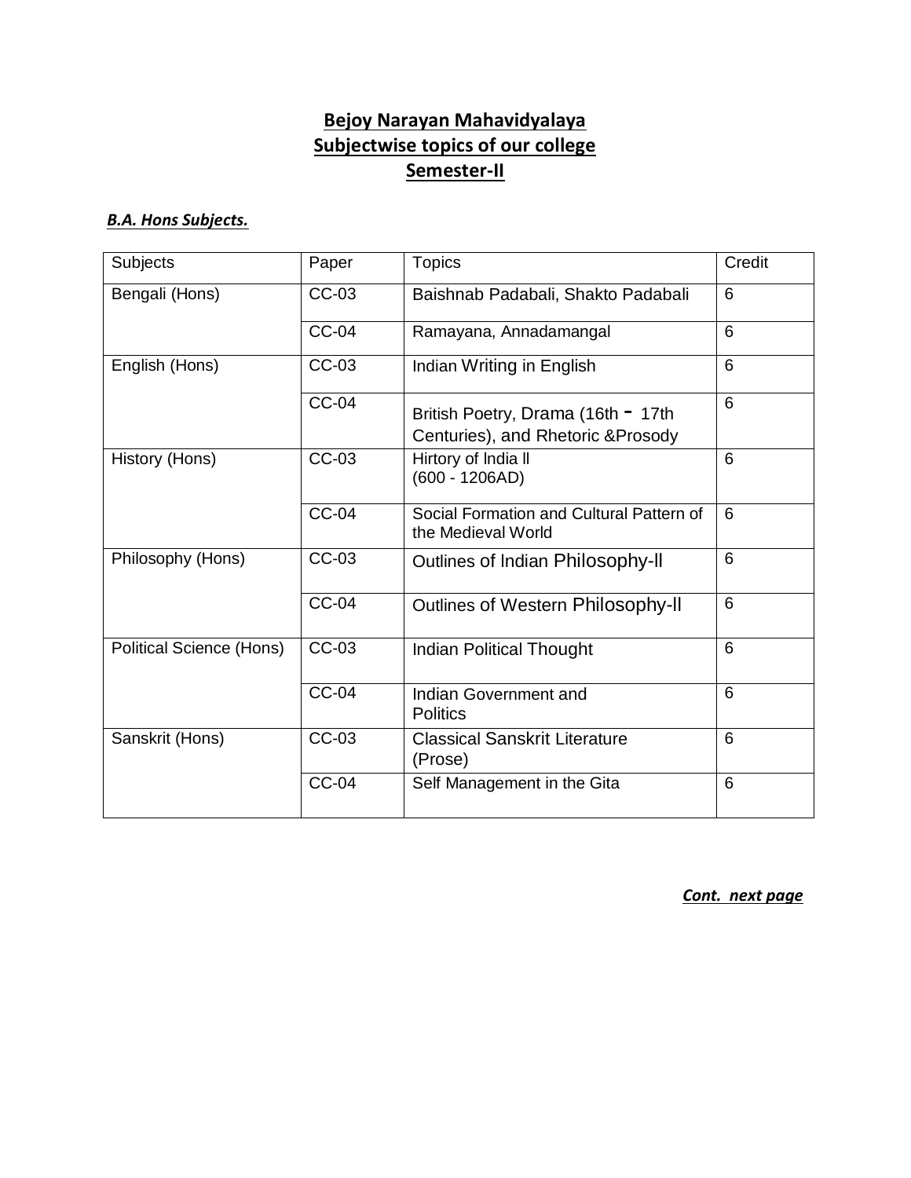# Bejoy Narayan Mahavidyalaya
## Subjectwise topics of our college
## Semester-II

***B.A. Hons Subjects.***

| Subjects | Paper | Topics | Credit |
|---|---|---|---|
| Bengali (Hons) | CC-03 | Baishnab Padabali, Shakto Padabali | 6 |
| | CC-04 | Ramayana, Annadamangal | 6 |
| English (Hons) | CC-03 | Indian Writing in English | 6 |
| | CC-04 | British Poetry, Drama (16th - 17th Centuries), and Rhetoric &Prosody | 6 |
| History (Hons) | CC-03 | Hirtory of India ll (600 - 1206AD) | 6 |
| | CC-04 | Social Formation and Cultural Pattern of the Medieval World | 6 |
| Philosophy (Hons) | CC-03 | Outlines of Indian Philosophy-ll | 6 |
| | CC-04 | Outlines of Western Philosophy-ll | 6 |
| Political Science (Hons) | CC-03 | Indian Political Thought | 6 |
| | CC-04 | Indian Government and Politics | 6 |
| Sanskrit (Hons) | CC-03 | Classical Sanskrit Literature (Prose) | 6 |
| | CC-04 | Self Management in the Gita | 6 |

***Cont. next page***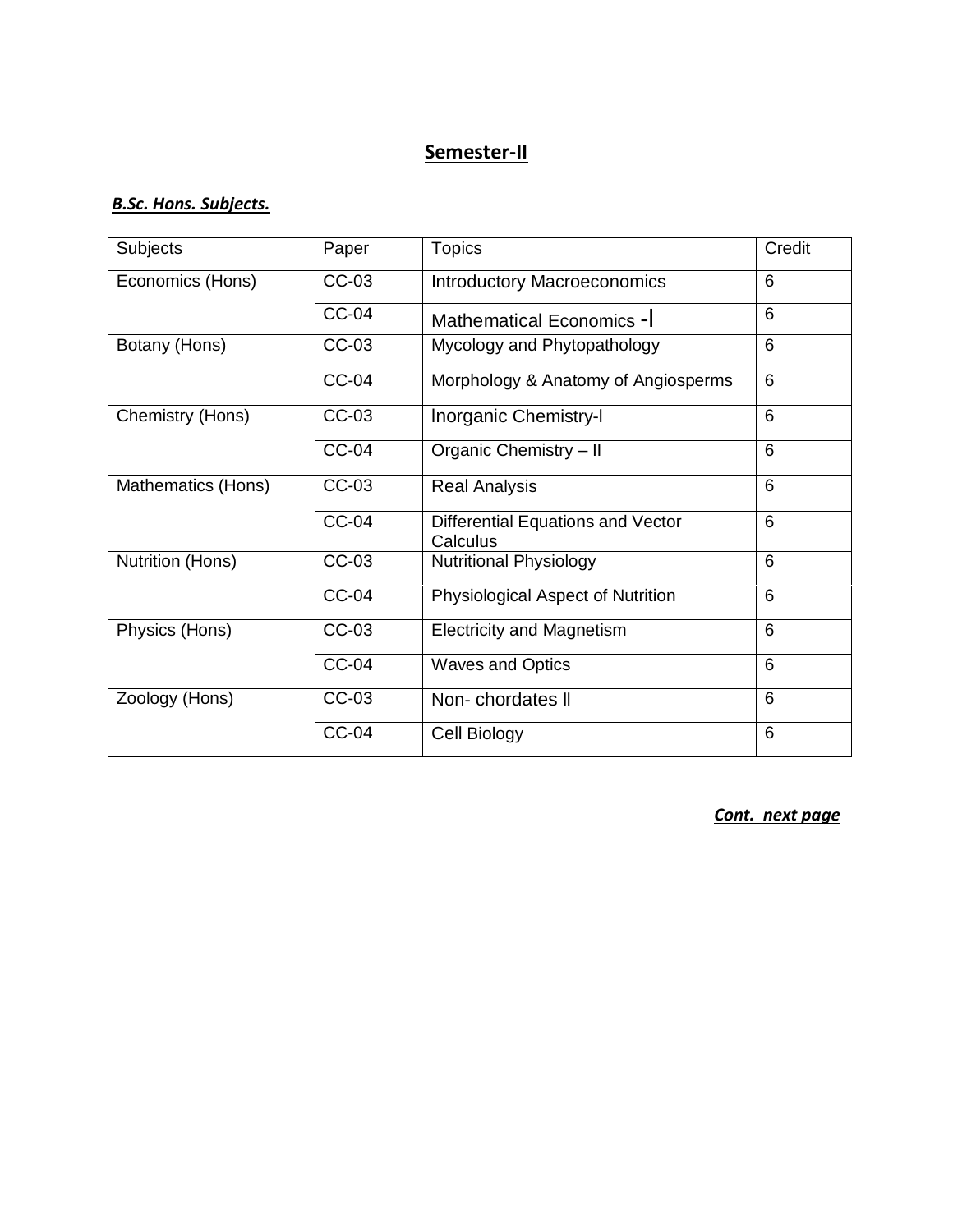## Semester-II

***B.Sc. Hons. Subjects.***

| Subjects | Paper | Topics | Credit |
|---|---|---|---|
| Economics (Hons) | CC-03 | Introductory Macroeconomics | 6 |
| | CC-04 | Mathematical Economics -I | 6 |
| Botany (Hons) | CC-03 | Mycology and Phytopathology | 6 |
| | CC-04 | Morphology & Anatomy of Angiosperms | 6 |
| Chemistry (Hons) | CC-03 | Inorganic Chemistry-I | 6 |
| | CC-04 | Organic Chemistry – II | 6 |
| Mathematics (Hons) | CC-03 | Real Analysis | 6 |
| | CC-04 | Differential Equations and Vector Calculus | 6 |
| Nutrition (Hons) | CC-03 | Nutritional Physiology | 6 |
| | CC-04 | Physiological Aspect of Nutrition | 6 |
| Physics (Hons) | CC-03 | Electricity and Magnetism | 6 |
| | CC-04 | Waves and Optics | 6 |
| Zoology (Hons) | CC-03 | Non- chordates II | 6 |
| | CC-04 | Cell Biology | 6 |

***Cont. next page***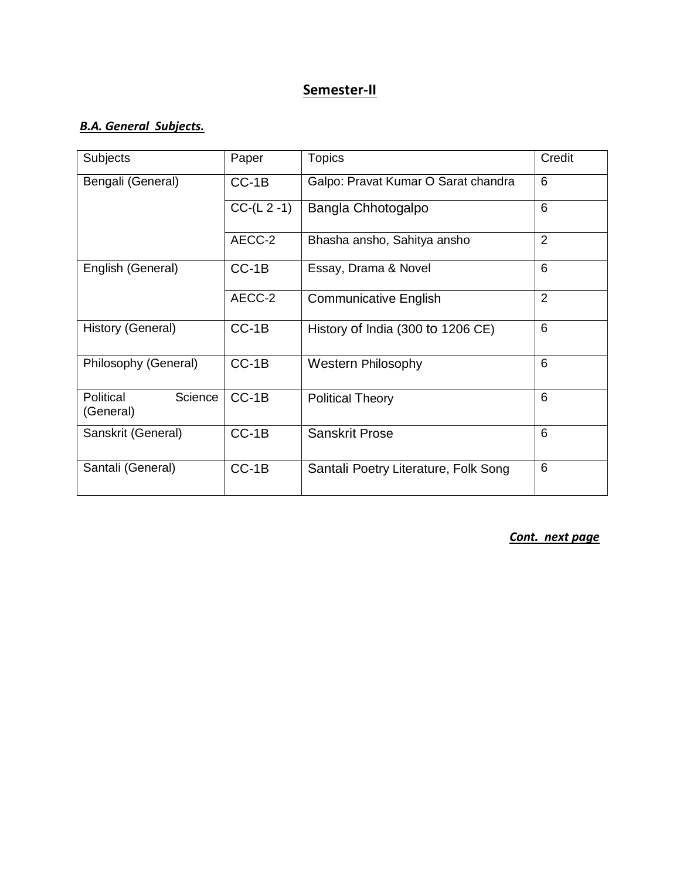## Semester-II

***B.A. General Subjects.***

| Subjects | Paper | Topics | Credit |
|---|---|---|---|
| Bengali (General) | CC-1B | Galpo: Pravat Kumar O Sarat chandra | 6 |
| | CC-(L 2 -1) | Bangla Chhotogalpo | 6 |
| | AECC-2 | Bhasha ansho, Sahitya ansho | 2 |
| English (General) | CC-1B | Essay, Drama & Novel | 6 |
| | AECC-2 | Communicative English | 2 |
| History (General) | CC-1B | History of India (300 to 1206 CE) | 6 |
| Philosophy (General) | CC-1B | Western Philosophy | 6 |
| Political Science (General) | CC-1B | Political Theory | 6 |
| Sanskrit (General) | CC-1B | Sanskrit Prose | 6 |
| Santali (General) | CC-1B | Santali Poetry Literature, Folk Song | 6 |

***Cont. next page***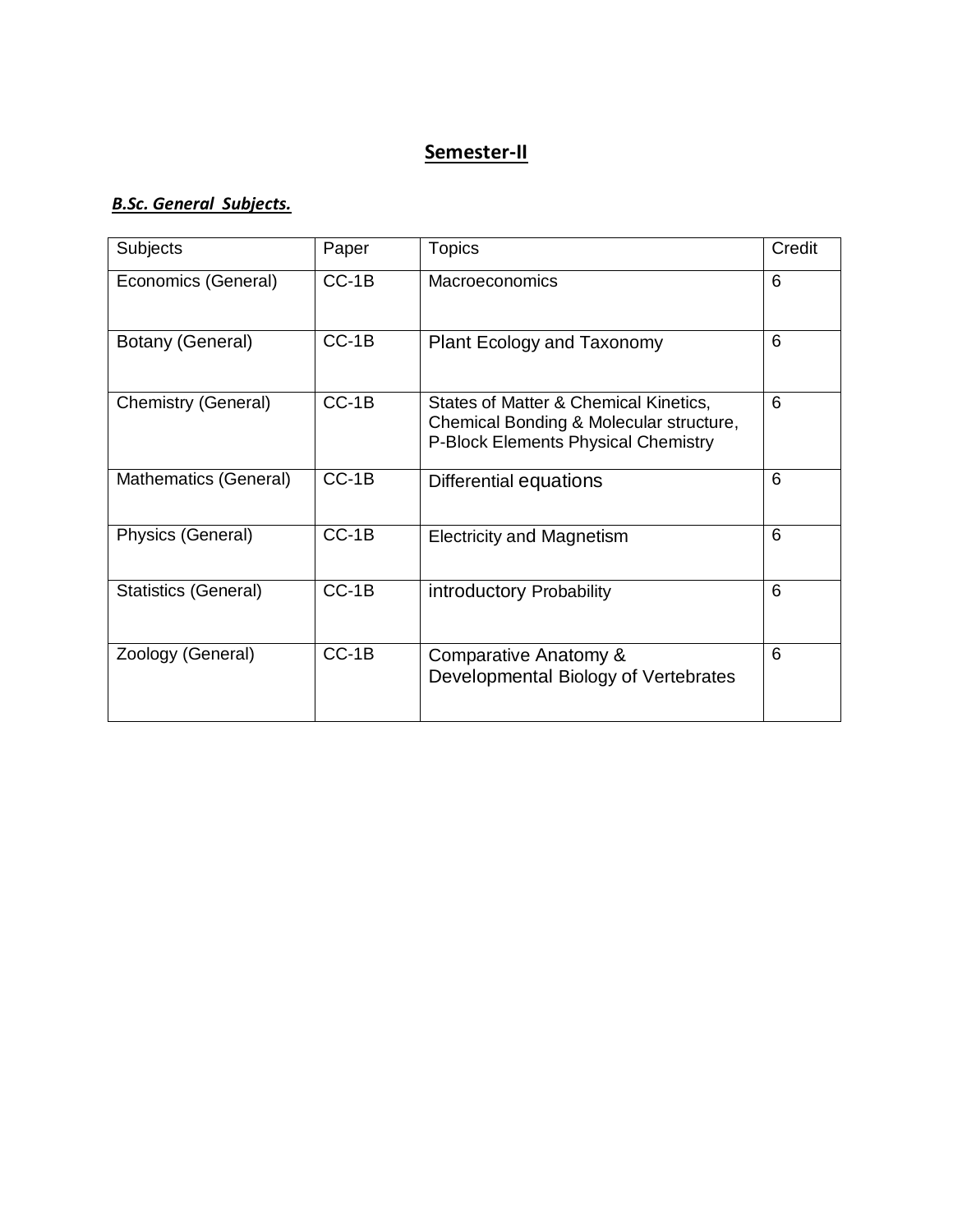## Semester-II

***B.Sc. General Subjects.***

| Subjects | Paper | Topics | Credit |
|---|---|---|---|
| Economics (General) | CC-1B | Macroeconomics | 6 |
| Botany (General) | CC-1B | Plant Ecology and Taxonomy | 6 |
| Chemistry (General) | CC-1B | States of Matter & Chemical Kinetics, Chemical Bonding & Molecular structure, P-Block Elements Physical Chemistry | 6 |
| Mathematics (General) | CC-1B | Differential equations | 6 |
| Physics (General) | CC-1B | Electricity and Magnetism | 6 |
| Statistics (General) | CC-1B | introductory Probability | 6 |
| Zoology (General) | CC-1B | Comparative Anatomy & Developmental Biology of Vertebrates | 6 |